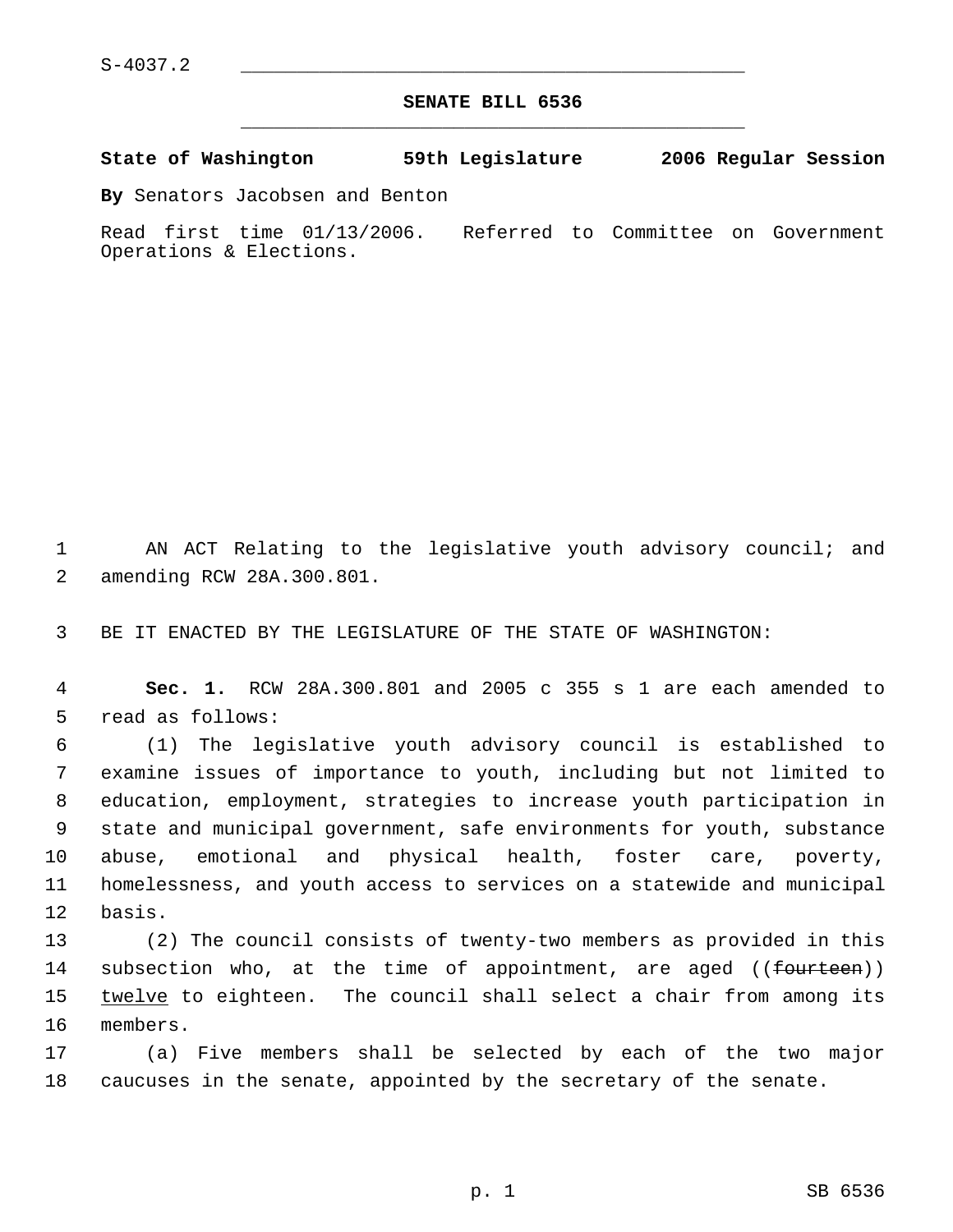S-4037.2

# SENATE BILL 6536

**State of Washington 59th Legislature 2006 Regular Session**

**By** Senators Jacobsen and Benton

Read first time 01/13/2006. Referred to Committee on Government Operations & Elections.

AN ACT Relating to the legislative youth advisory council; and amending RCW 28A.300.801.

BE IT ENACTED BY THE LEGISLATURE OF THE STATE OF WASHINGTON:

**Sec. 1.** RCW 28A.300.801 and 2005 c 355 s 1 are each amended to read as follows:

(1) The legislative youth advisory council is established to examine issues of importance to youth, including but not limited to education, employment, strategies to increase youth participation in state and municipal government, safe environments for youth, substance abuse, emotional and physical health, foster care, poverty, homelessness, and youth access to services on a statewide and municipal basis.

(2) The council consists of twenty-two members as provided in this subsection who, at the time of appointment, are aged ((~~fourteen~~)) <u>twelve</u> to eighteen. The council shall select a chair from among its members.

(a) Five members shall be selected by each of the two major caucuses in the senate, appointed by the secretary of the senate.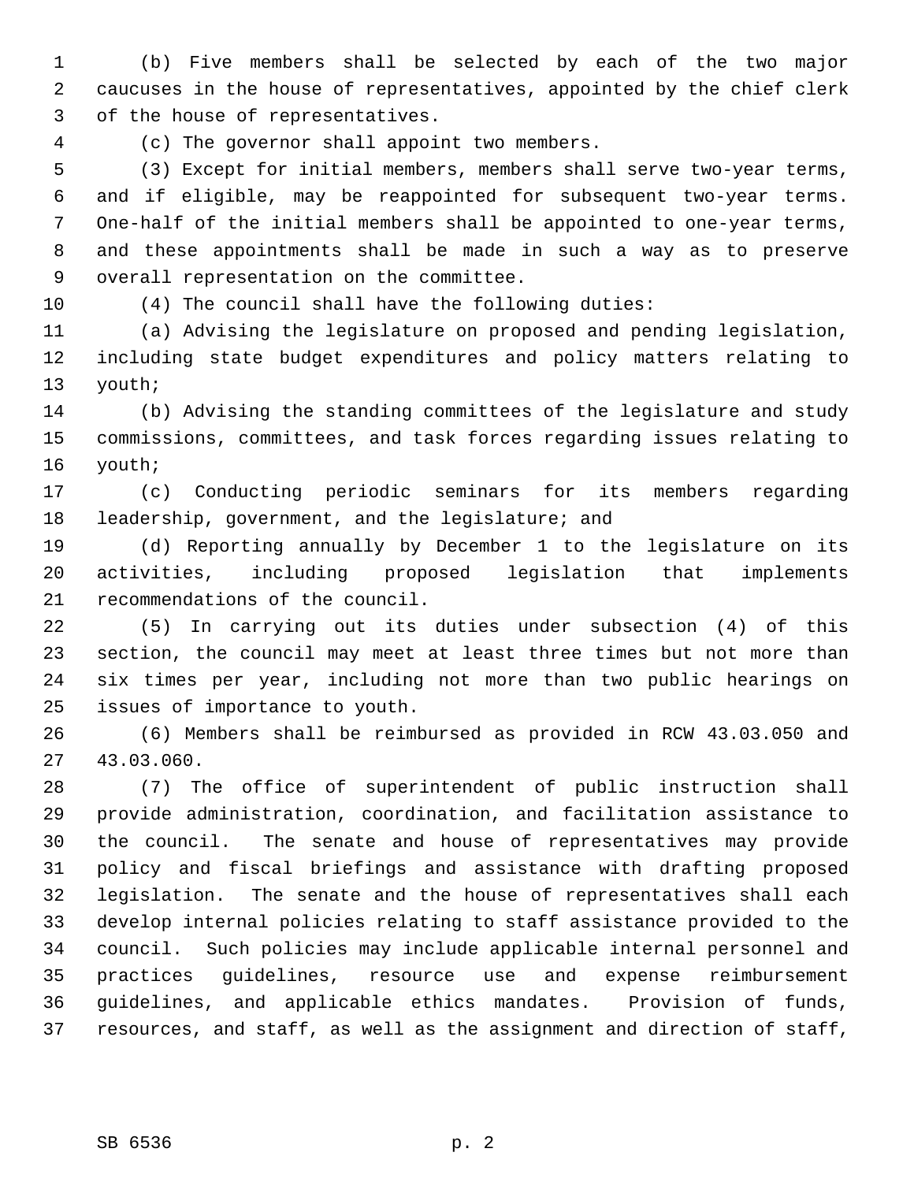(b) Five members shall be selected by each of the two major caucuses in the house of representatives, appointed by the chief clerk of the house of representatives.

(c) The governor shall appoint two members.

(3) Except for initial members, members shall serve two-year terms, and if eligible, may be reappointed for subsequent two-year terms. One-half of the initial members shall be appointed to one-year terms, and these appointments shall be made in such a way as to preserve overall representation on the committee.

(4) The council shall have the following duties:

(a) Advising the legislature on proposed and pending legislation, including state budget expenditures and policy matters relating to youth;

(b) Advising the standing committees of the legislature and study commissions, committees, and task forces regarding issues relating to youth;

(c) Conducting periodic seminars for its members regarding leadership, government, and the legislature; and

(d) Reporting annually by December 1 to the legislature on its activities, including proposed legislation that implements recommendations of the council.

(5) In carrying out its duties under subsection (4) of this section, the council may meet at least three times but not more than six times per year, including not more than two public hearings on issues of importance to youth.

(6) Members shall be reimbursed as provided in RCW 43.03.050 and 43.03.060.

(7) The office of superintendent of public instruction shall provide administration, coordination, and facilitation assistance to the council. The senate and house of representatives may provide policy and fiscal briefings and assistance with drafting proposed legislation. The senate and the house of representatives shall each develop internal policies relating to staff assistance provided to the council. Such policies may include applicable internal personnel and practices guidelines, resource use and expense reimbursement guidelines, and applicable ethics mandates. Provision of funds, resources, and staff, as well as the assignment and direction of staff,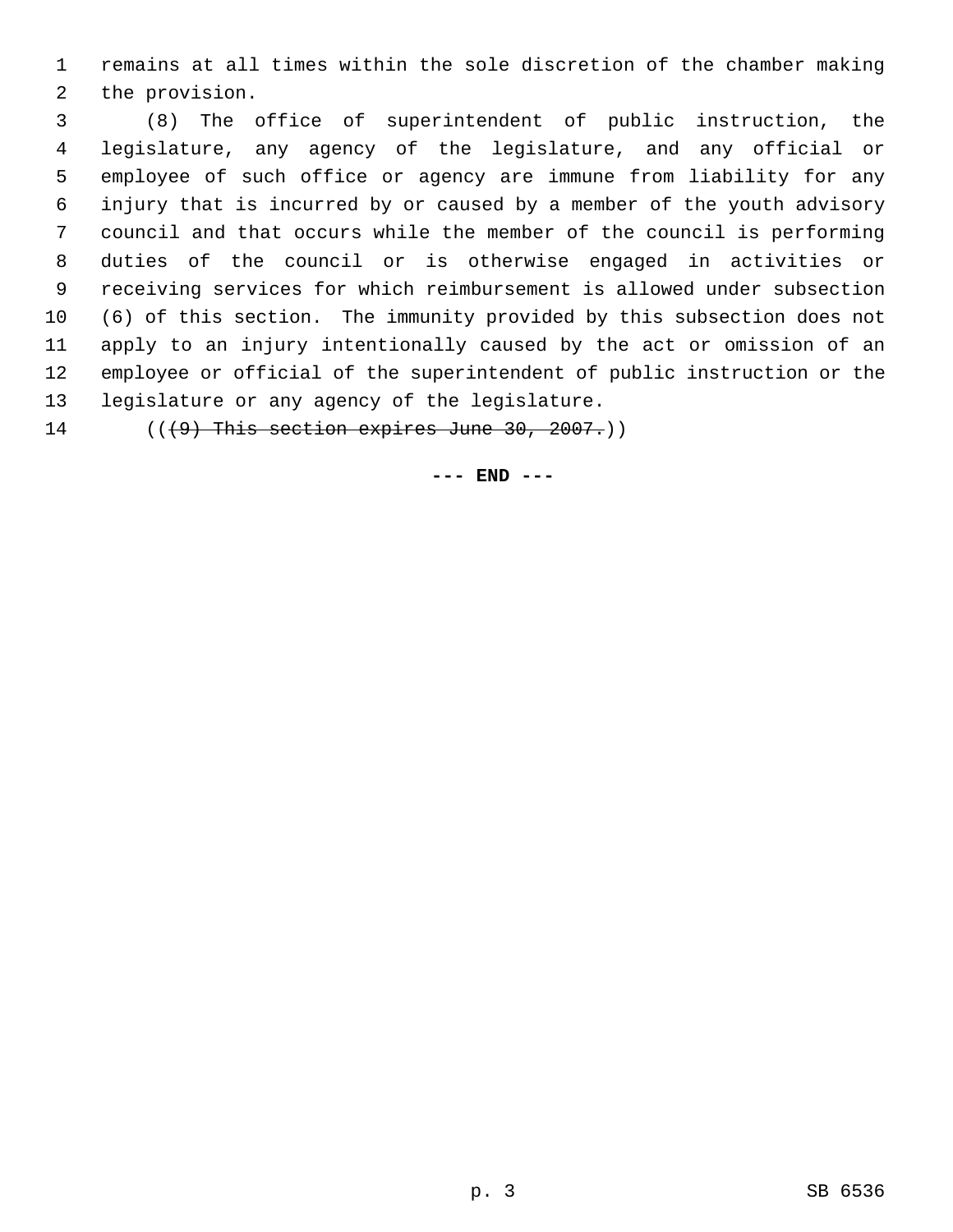remains at all times within the sole discretion of the chamber making the provision.

(8) The office of superintendent of public instruction, the legislature, any agency of the legislature, and any official or employee of such office or agency are immune from liability for any injury that is incurred by or caused by a member of the youth advisory council and that occurs while the member of the council is performing duties of the council or is otherwise engaged in activities or receiving services for which reimbursement is allowed under subsection (6) of this section. The immunity provided by this subsection does not apply to an injury intentionally caused by the act or omission of an employee or official of the superintendent of public instruction or the legislature or any agency of the legislature.

((~~(9) This section expires June 30, 2007.~~))

**--- END ---**